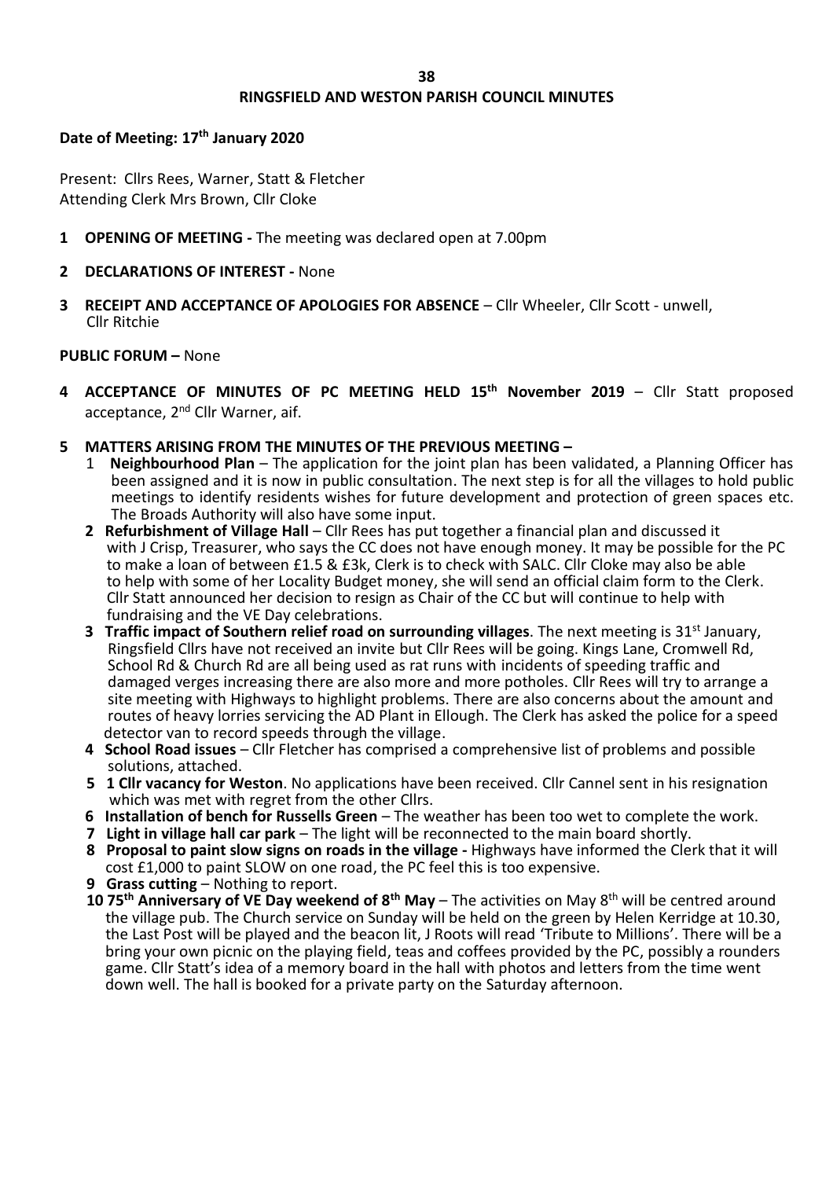# RINGSFIELD AND WESTON PARISH COUNCIL MINUTES

**Date of Meeting: 17th January 2020**

Present: Cllrs Rees, Warner, Statt & Fletcher
Attending Clerk Mrs Brown, Cllr Cloke

**1 OPENING OF MEETING -** The meeting was declared open at 7.00pm

**2 DECLARATIONS OF INTEREST -** None

**3 RECEIPT AND ACCEPTANCE OF APOLOGIES FOR ABSENCE** – Cllr Wheeler, Cllr Scott - unwell, Cllr Ritchie

**PUBLIC FORUM –** None

**4 ACCEPTANCE OF MINUTES OF PC MEETING HELD 15th November 2019** – Cllr Statt proposed acceptance, 2nd Cllr Warner, aif.

**5 MATTERS ARISING FROM THE MINUTES OF THE PREVIOUS MEETING –**

1 **Neighbourhood Plan** – The application for the joint plan has been validated, a Planning Officer has been assigned and it is now in public consultation. The next step is for all the villages to hold public meetings to identify residents wishes for future development and protection of green spaces etc. The Broads Authority will also have some input.

**2 Refurbishment of Village Hall** – Cllr Rees has put together a financial plan and discussed it with J Crisp, Treasurer, who says the CC does not have enough money. It may be possible for the PC to make a loan of between £1.5 & £3k, Clerk is to check with SALC. Cllr Cloke may also be able to help with some of her Locality Budget money, she will send an official claim form to the Clerk. Cllr Statt announced her decision to resign as Chair of the CC but will continue to help with fundraising and the VE Day celebrations.

**3 Traffic impact of Southern relief road on surrounding villages**. The next meeting is 31st January, Ringsfield Cllrs have not received an invite but Cllr Rees will be going. Kings Lane, Cromwell Rd, School Rd & Church Rd are all being used as rat runs with incidents of speeding traffic and damaged verges increasing there are also more and more potholes. Cllr Rees will try to arrange a site meeting with Highways to highlight problems. There are also concerns about the amount and routes of heavy lorries servicing the AD Plant in Ellough. The Clerk has asked the police for a speed detector van to record speeds through the village.

**4 School Road issues** – Cllr Fletcher has comprised a comprehensive list of problems and possible solutions, attached.

**5 1 Cllr vacancy for Weston**. No applications have been received. Cllr Cannel sent in his resignation which was met with regret from the other Cllrs.

**6 Installation of bench for Russells Green** – The weather has been too wet to complete the work.

**7 Light in village hall car park** – The light will be reconnected to the main board shortly.

**8 Proposal to paint slow signs on roads in the village -** Highways have informed the Clerk that it will cost £1,000 to paint SLOW on one road, the PC feel this is too expensive.

**9 Grass cutting** – Nothing to report.

**10 75th Anniversary of VE Day weekend of 8th May** – The activities on May 8th will be centred around the village pub. The Church service on Sunday will be held on the green by Helen Kerridge at 10.30, the Last Post will be played and the beacon lit, J Roots will read 'Tribute to Millions'. There will be a bring your own picnic on the playing field, teas and coffees provided by the PC, possibly a rounders game. Cllr Statt's idea of a memory board in the hall with photos and letters from the time went down well. The hall is booked for a private party on the Saturday afternoon.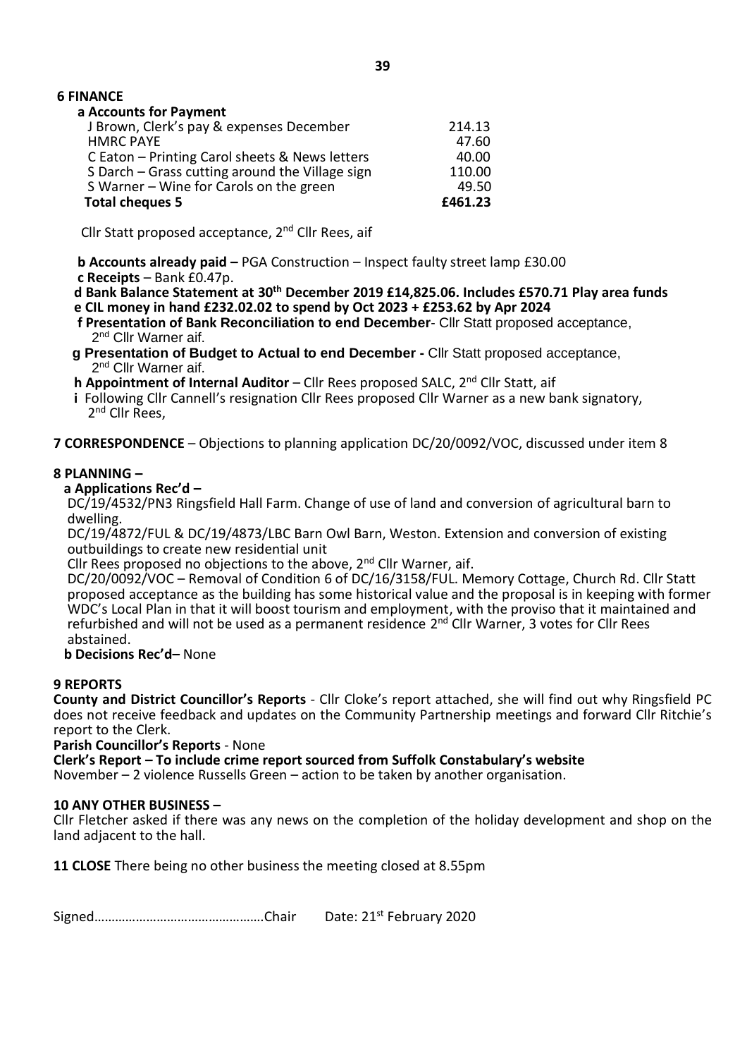## 6 FINANCE

**a Accounts for Payment**

| | |
|---|---|
| J Brown, Clerk's pay & expenses December | 214.13 |
| HMRC PAYE | 47.60 |
| C Eaton – Printing Carol sheets & News letters | 40.00 |
| S Darch – Grass cutting around the Village sign | 110.00 |
| S Warner – Wine for Carols on the green | 49.50 |
| **Total cheques 5** | **£461.23** |

Cllr Statt proposed acceptance, 2nd Cllr Rees, aif

**b Accounts already paid –** PGA Construction – Inspect faulty street lamp £30.00

**c Receipts** – Bank £0.47p.

**d Bank Balance Statement at 30th December 2019 £14,825.06. Includes £570.71 Play area funds**

**e CIL money in hand £232.02.02 to spend by Oct 2023 + £253.62 by Apr 2024**

**f Presentation of Bank Reconciliation to end December**- Cllr Statt proposed acceptance, 2nd Cllr Warner aif.

**g Presentation of Budget to Actual to end December -** Cllr Statt proposed acceptance, 2nd Cllr Warner aif.

**h Appointment of Internal Auditor** – Cllr Rees proposed SALC, 2nd Cllr Statt, aif

**i** Following Cllr Cannell's resignation Cllr Rees proposed Cllr Warner as a new bank signatory, 2nd Cllr Rees,

**7 CORRESPONDENCE** – Objections to planning application DC/20/0092/VOC, discussed under item 8

## 8 PLANNING –

**a Applications Rec'd –**

DC/19/4532/PN3 Ringsfield Hall Farm. Change of use of land and conversion of agricultural barn to dwelling.

DC/19/4872/FUL & DC/19/4873/LBC Barn Owl Barn, Weston. Extension and conversion of existing outbuildings to create new residential unit

Cllr Rees proposed no objections to the above, 2nd Cllr Warner, aif.

DC/20/0092/VOC – Removal of Condition 6 of DC/16/3158/FUL. Memory Cottage, Church Rd. Cllr Statt proposed acceptance as the building has some historical value and the proposal is in keeping with former WDC's Local Plan in that it will boost tourism and employment, with the proviso that it maintained and refurbished and will not be used as a permanent residence 2nd Cllr Warner, 3 votes for Cllr Rees abstained.

**b Decisions Rec'd–** None

## 9 REPORTS

**County and District Councillor's Reports** - Cllr Cloke's report attached, she will find out why Ringsfield PC does not receive feedback and updates on the Community Partnership meetings and forward Cllr Ritchie's report to the Clerk.

**Parish Councillor's Reports** - None

**Clerk's Report – To include crime report sourced from Suffolk Constabulary's website**

November – 2 violence Russells Green – action to be taken by another organisation.

## 10 ANY OTHER BUSINESS –

Cllr Fletcher asked if there was any news on the completion of the holiday development and shop on the land adjacent to the hall.

**11 CLOSE** There being no other business the meeting closed at 8.55pm

Signed………………………………………….Chair Date: 21st February 2020